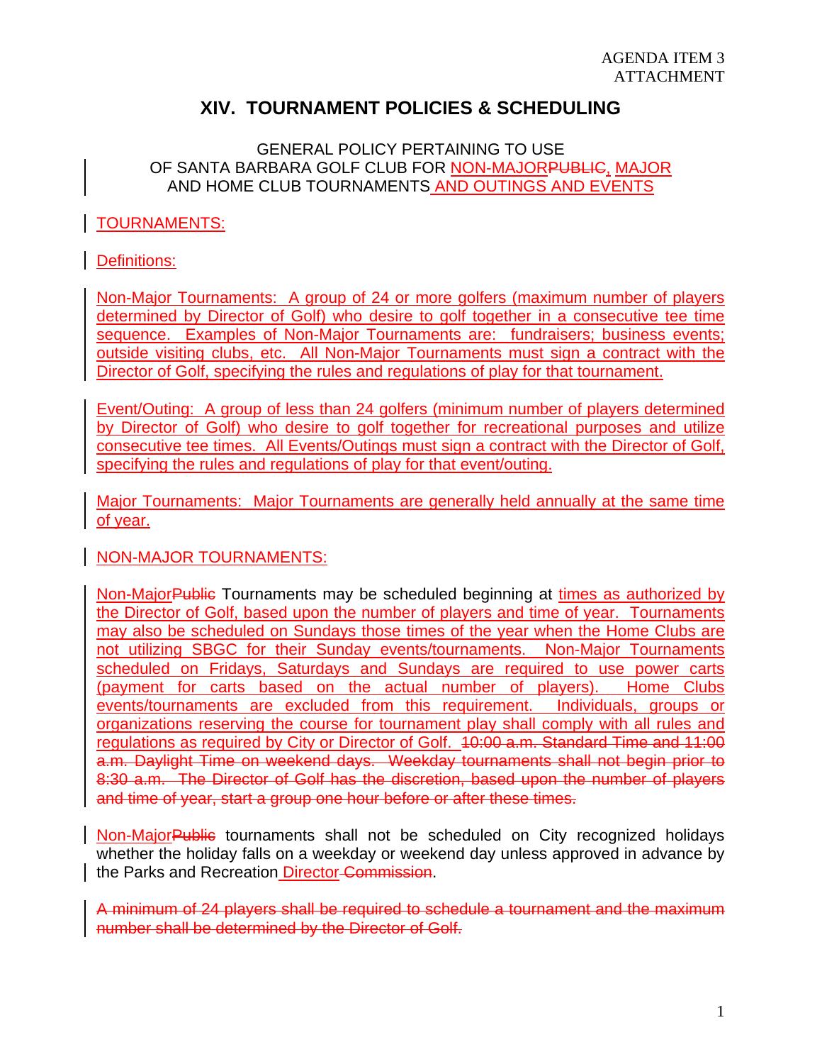AGENDA ITEM 3
ATTACHMENT

# XIV. TOURNAMENT POLICIES & SCHEDULING

GENERAL POLICY PERTAINING TO USE
OF SANTA BARBARA GOLF CLUB FOR <ins>NON-MAJOR</ins>~~PUBLIC~~<ins>,</ins> <ins>MAJOR</ins>
AND HOME CLUB TOURNAMENTS <ins>AND OUTINGS AND EVENTS</ins>

<ins>TOURNAMENTS:</ins>

<ins>Definitions:</ins>

<ins>Non-Major Tournaments: A group of 24 or more golfers (maximum number of players determined by Director of Golf) who desire to golf together in a consecutive tee time sequence. Examples of Non-Major Tournaments are: fundraisers; business events; outside visiting clubs, etc. All Non-Major Tournaments must sign a contract with the Director of Golf, specifying the rules and regulations of play for that tournament.</ins>

<ins>Event/Outing: A group of less than 24 golfers (minimum number of players determined by Director of Golf) who desire to golf together for recreational purposes and utilize consecutive tee times. All Events/Outings must sign a contract with the Director of Golf, specifying the rules and regulations of play for that event/outing.</ins>

<ins>Major Tournaments: Major Tournaments are generally held annually at the same time of year.</ins>

<ins>NON-MAJOR TOURNAMENTS:</ins>

<ins>Non-Major</ins>~~Public~~ Tournaments may be scheduled beginning at <ins>times as authorized by the Director of Golf, based upon the number of players and time of year. Tournaments may also be scheduled on Sundays those times of the year when the Home Clubs are not utilizing SBGC for their Sunday events/tournaments. Non-Major Tournaments scheduled on Fridays, Saturdays and Sundays are required to use power carts (payment for carts based on the actual number of players). Home Clubs events/tournaments are excluded from this requirement. Individuals, groups or organizations reserving the course for tournament play shall comply with all rules and regulations as required by City or Director of Golf.</ins> ~~10:00 a.m. Standard Time and 11:00 a.m. Daylight Time on weekend days. Weekday tournaments shall not begin prior to 8:30 a.m. The Director of Golf has the discretion, based upon the number of players and time of year, start a group one hour before or after these times.~~

<ins>Non-Major</ins>~~Public~~ tournaments shall not be scheduled on City recognized holidays whether the holiday falls on a weekday or weekend day unless approved in advance by the Parks and Recreation <ins>Director</ins> ~~Commission~~.

~~A minimum of 24 players shall be required to schedule a tournament and the maximum number shall be determined by the Director of Golf.~~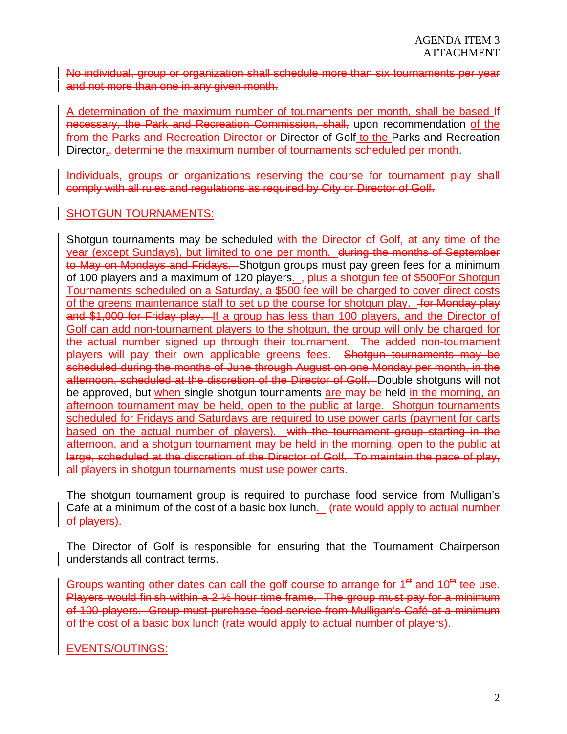~~No individual, group or organization shall schedule more than six tournaments per year and not more than one in any given month.~~

A determination of the maximum number of tournaments per month, shall be based ~~If necessary, the Park and Recreation Commission, shall,~~ upon recommendation of the ~~from the Parks and Recreation Director or~~ Director of Golf to the Parks and Recreation Director. ~~, determine the maximum number of tournaments scheduled per month.~~

~~Individuals, groups or organizations reserving the course for tournament play shall comply with all rules and regulations as required by City or Director of Golf.~~

SHOTGUN TOURNAMENTS:

Shotgun tournaments may be scheduled with the Director of Golf, at any time of the year (except Sundays), but limited to one per month. ~~during the months of September to May on Mondays and Fridays.~~ Shotgun groups must pay green fees for a minimum of 100 players and a maximum of 120 players. ~~, plus a shotgun fee of $500~~For Shotgun Tournaments scheduled on a Saturday, a $500 fee will be charged to cover direct costs of the greens maintenance staff to set up the course for shotgun play. ~~for Monday play and $1,000 for Friday play.~~ If a group has less than 100 players, and the Director of Golf can add non-tournament players to the shotgun, the group will only be charged for the actual number signed up through their tournament. The added non-tournament players will pay their own applicable greens fees. ~~Shotgun tournaments may be scheduled during the months of June through August on one Monday per month, in the afternoon, scheduled at the discretion of the Director of Golf.~~ Double shotguns will not be approved, but when single shotgun tournaments are ~~may be~~ held in the morning, an afternoon tournament may be held, open to the public at large. Shotgun tournaments scheduled for Fridays and Saturdays are required to use power carts (payment for carts based on the actual number of players). ~~with the tournament group starting in the afternoon, and a shotgun tournament may be held in the morning, open to the public at large, scheduled at the discretion of the Director of Golf. To maintain the pace of play, all players in shotgun tournaments must use power carts.~~

The shotgun tournament group is required to purchase food service from Mulligan's Cafe at a minimum of the cost of a basic box lunch. ~~(rate would apply to actual number of players).~~

The Director of Golf is responsible for ensuring that the Tournament Chairperson understands all contract terms.

~~Groups wanting other dates can call the golf course to arrange for 1st and 10th tee use. Players would finish within a 2 ½ hour time frame. The group must pay for a minimum of 100 players. Group must purchase food service from Mulligan's Café at a minimum of the cost of a basic box lunch (rate would apply to actual number of players).~~

EVENTS/OUTINGS: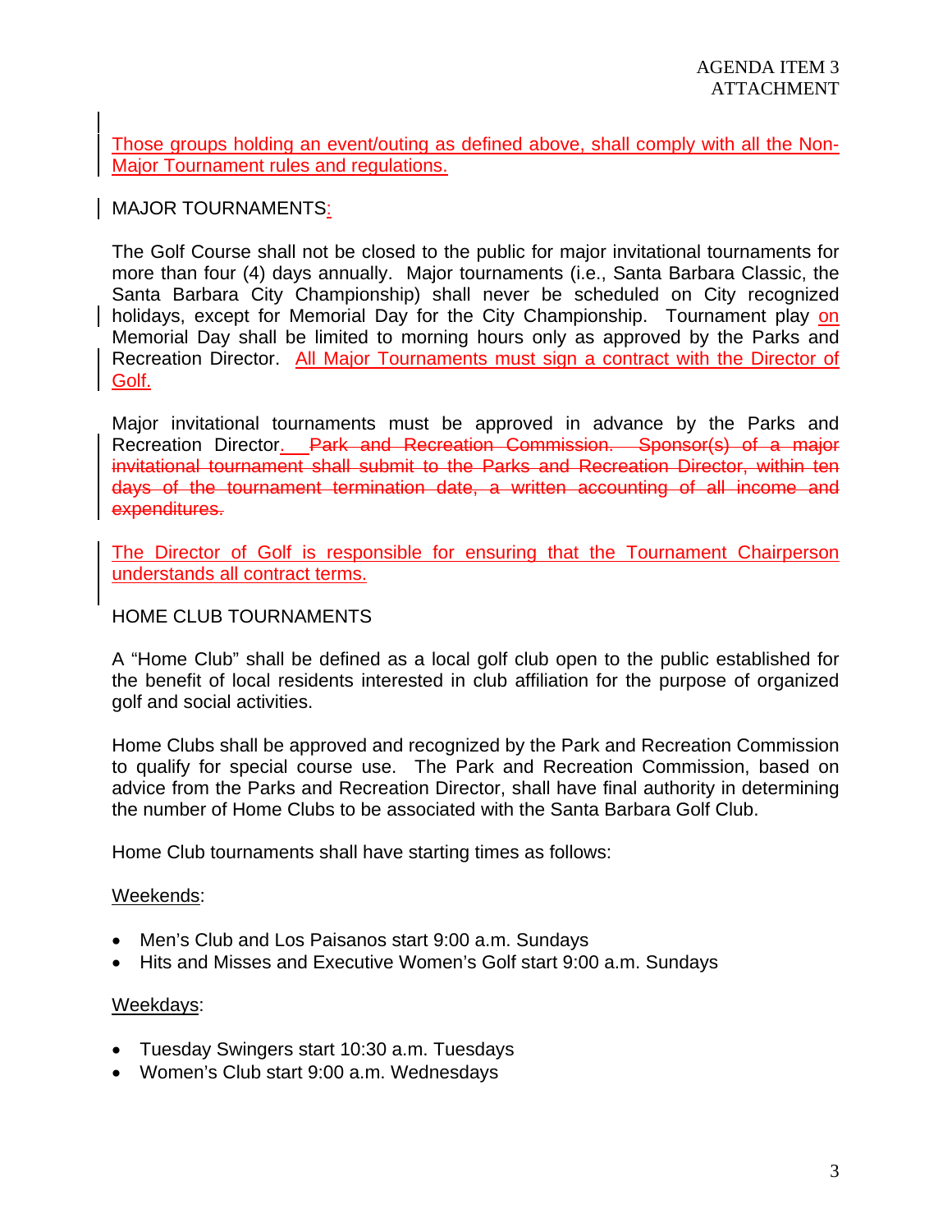AGENDA ITEM 3
ATTACHMENT

Those groups holding an event/outing as defined above, shall comply with all the Non-Major Tournament rules and regulations.

MAJOR TOURNAMENTS:

The Golf Course shall not be closed to the public for major invitational tournaments for more than four (4) days annually. Major tournaments (i.e., Santa Barbara Classic, the Santa Barbara City Championship) shall never be scheduled on City recognized holidays, except for Memorial Day for the City Championship. Tournament play on Memorial Day shall be limited to morning hours only as approved by the Parks and Recreation Director. All Major Tournaments must sign a contract with the Director of Golf.

Major invitational tournaments must be approved in advance by the Parks and Recreation Director. ~~Park and Recreation Commission. Sponsor(s) of a major invitational tournament shall submit to the Parks and Recreation Director, within ten days of the tournament termination date, a written accounting of all income and expenditures.~~

The Director of Golf is responsible for ensuring that the Tournament Chairperson understands all contract terms.

HOME CLUB TOURNAMENTS

A "Home Club" shall be defined as a local golf club open to the public established for the benefit of local residents interested in club affiliation for the purpose of organized golf and social activities.

Home Clubs shall be approved and recognized by the Park and Recreation Commission to qualify for special course use. The Park and Recreation Commission, based on advice from the Parks and Recreation Director, shall have final authority in determining the number of Home Clubs to be associated with the Santa Barbara Golf Club.

Home Club tournaments shall have starting times as follows:

Weekends:

- Men's Club and Los Paisanos start 9:00 a.m. Sundays
- Hits and Misses and Executive Women's Golf start 9:00 a.m. Sundays

Weekdays:

- Tuesday Swingers start 10:30 a.m. Tuesdays
- Women's Club start 9:00 a.m. Wednesdays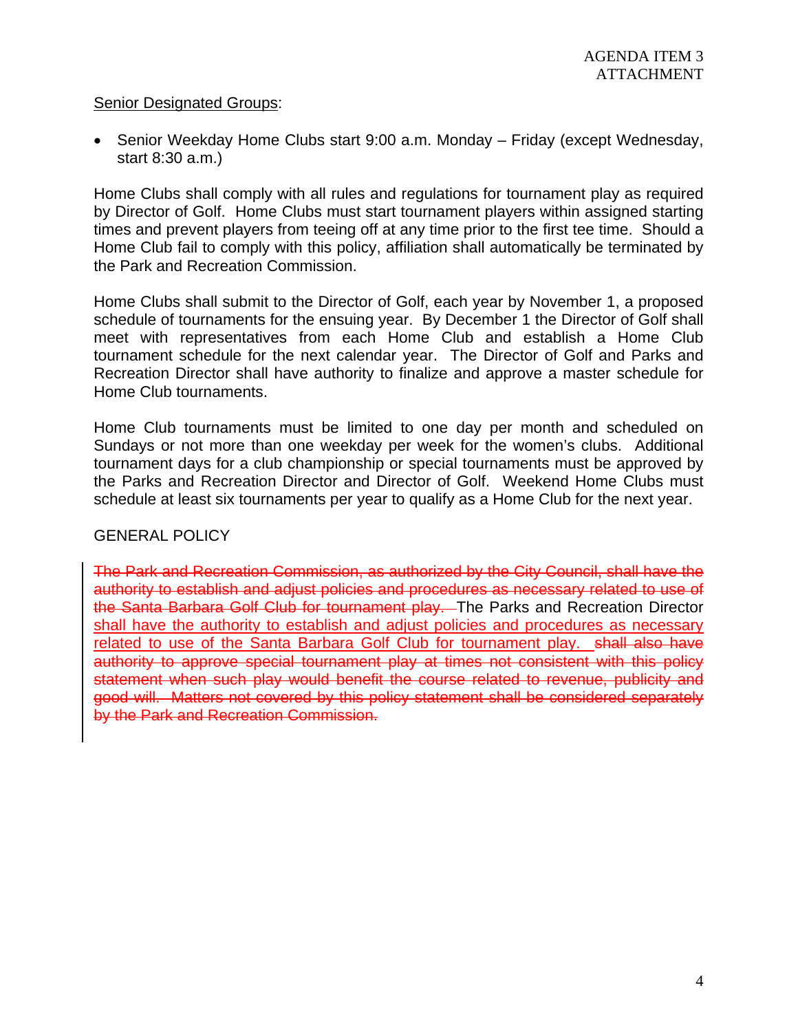<u>Senior Designated Groups</u>:

- Senior Weekday Home Clubs start 9:00 a.m. Monday – Friday (except Wednesday, start 8:30 a.m.)

Home Clubs shall comply with all rules and regulations for tournament play as required by Director of Golf. Home Clubs must start tournament players within assigned starting times and prevent players from teeing off at any time prior to the first tee time. Should a Home Club fail to comply with this policy, affiliation shall automatically be terminated by the Park and Recreation Commission.

Home Clubs shall submit to the Director of Golf, each year by November 1, a proposed schedule of tournaments for the ensuing year. By December 1 the Director of Golf shall meet with representatives from each Home Club and establish a Home Club tournament schedule for the next calendar year. The Director of Golf and Parks and Recreation Director shall have authority to finalize and approve a master schedule for Home Club tournaments.

Home Club tournaments must be limited to one day per month and scheduled on Sundays or not more than one weekday per week for the women's clubs. Additional tournament days for a club championship or special tournaments must be approved by the Parks and Recreation Director and Director of Golf. Weekend Home Clubs must schedule at least six tournaments per year to qualify as a Home Club for the next year.

GENERAL POLICY

~~The Park and Recreation Commission, as authorized by the City Council, shall have the authority to establish and adjust policies and procedures as necessary related to use of the Santa Barbara Golf Club for tournament play.~~ The Parks and Recreation Director <u>shall have the authority to establish and adjust policies and procedures as necessary related to use of the Santa Barbara Golf Club for tournament play.</u> ~~shall also have authority to approve special tournament play at times not consistent with this policy statement when such play would benefit the course related to revenue, publicity and good will. Matters not covered by this policy statement shall be considered separately by the Park and Recreation Commission.~~